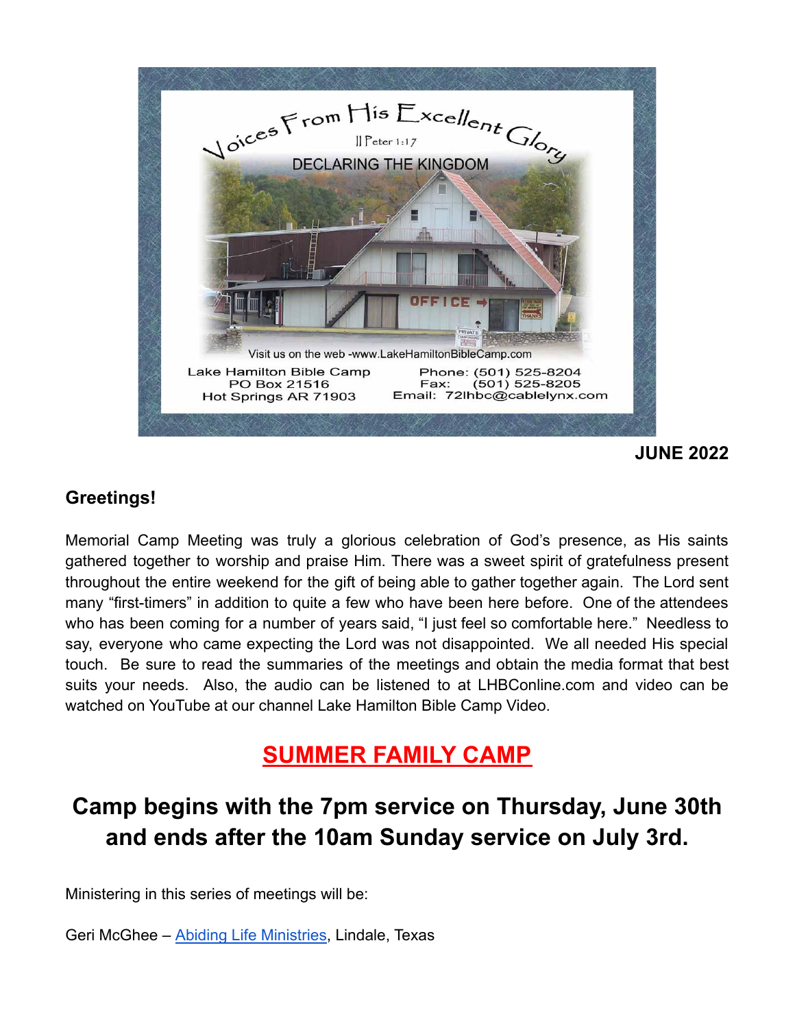# Voices From His Excellent Glory

II Peter 1:17

DECLARING THE KINGDOM

Visit us on the web -www.LakeHamiltonBibleCamp.com

Lake Hamilton Bible Camp
PO Box 21516
Hot Springs AR 71903

Phone: (501) 525-8204
Fax: (501) 525-8205
Email: 72lhbc@cablelynx.com

**JUNE 2022**

### Greetings!

Memorial Camp Meeting was truly a glorious celebration of God's presence, as His saints gathered together to worship and praise Him. There was a sweet spirit of gratefulness present throughout the entire weekend for the gift of being able to gather together again. The Lord sent many "first-timers" in addition to quite a few who have been here before. One of the attendees who has been coming for a number of years said, "I just feel so comfortable here." Needless to say, everyone who came expecting the Lord was not disappointed. We all needed His special touch. Be sure to read the summaries of the meetings and obtain the media format that best suits your needs. Also, the audio can be listened to at LHBConline.com and video can be watched on YouTube at our channel Lake Hamilton Bible Camp Video.

## SUMMER FAMILY CAMP

## Camp begins with the 7pm service on Thursday, June 30th and ends after the 10am Sunday service on July 3rd.

Ministering in this series of meetings will be:

Geri McGhee – Abiding Life Ministries, Lindale, Texas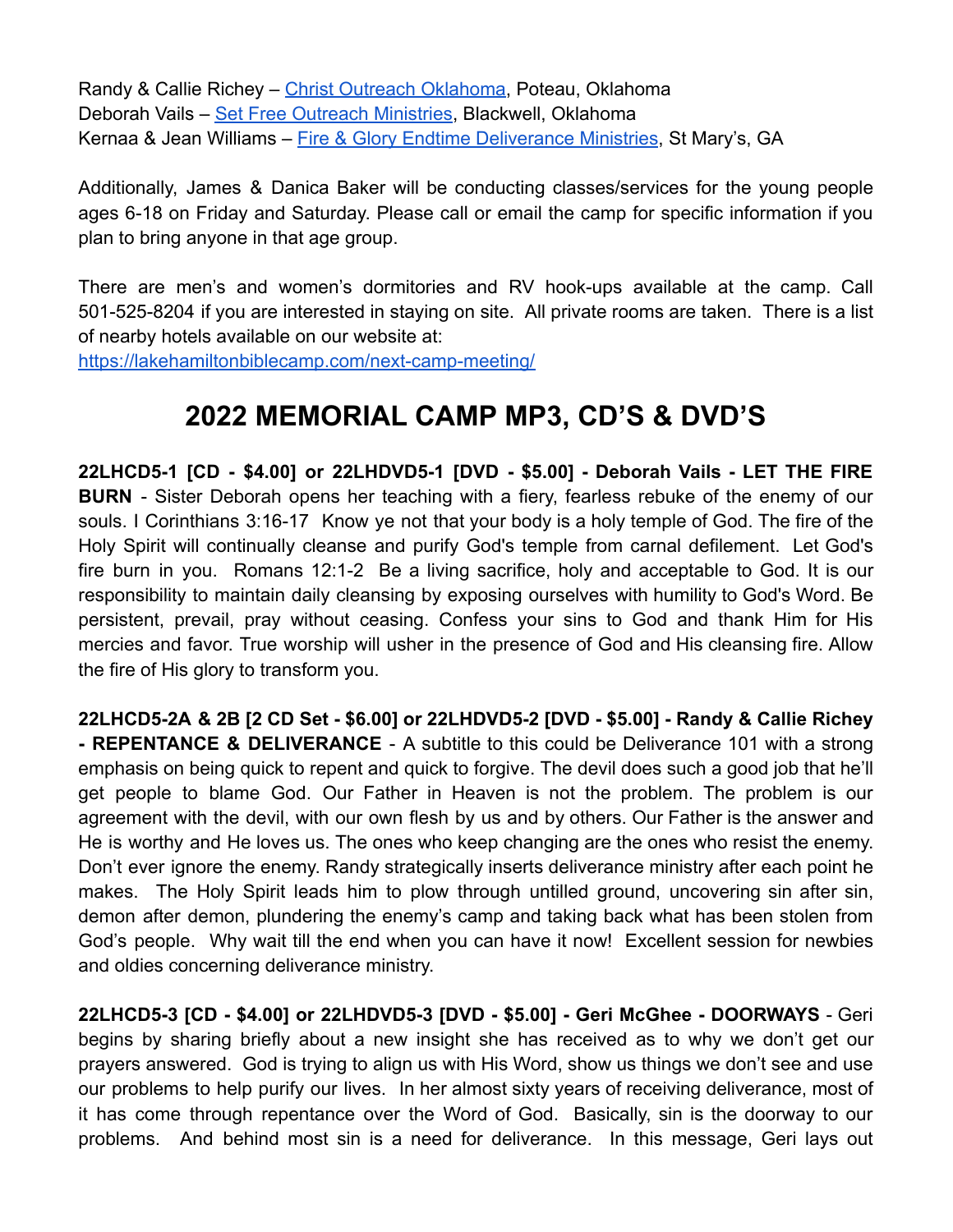Randy & Callie Richey – [Christ Outreach Oklahoma](), Poteau, Oklahoma
Deborah Vails – [Set Free Outreach Ministries](), Blackwell, Oklahoma
Kernaa & Jean Williams – [Fire & Glory Endtime Deliverance Ministries](), St Mary's, GA

Additionally, James & Danica Baker will be conducting classes/services for the young people ages 6-18 on Friday and Saturday. Please call or email the camp for specific information if you plan to bring anyone in that age group.

There are men's and women's dormitories and RV hook-ups available at the camp. Call 501-525-8204 if you are interested in staying on site. All private rooms are taken. There is a list of nearby hotels available on our website at:
[https://lakehamiltonbiblecamp.com/next-camp-meeting/](https://lakehamiltonbiblecamp.com/next-camp-meeting/)

# 2022 MEMORIAL CAMP MP3, CD'S & DVD'S

**22LHCD5-1 [CD - $4.00] or 22LHDVD5-1 [DVD - $5.00] - Deborah Vails - LET THE FIRE BURN** - Sister Deborah opens her teaching with a fiery, fearless rebuke of the enemy of our souls. I Corinthians 3:16-17 Know ye not that your body is a holy temple of God. The fire of the Holy Spirit will continually cleanse and purify God's temple from carnal defilement. Let God's fire burn in you. Romans 12:1-2 Be a living sacrifice, holy and acceptable to God. It is our responsibility to maintain daily cleansing by exposing ourselves with humility to God's Word. Be persistent, prevail, pray without ceasing. Confess your sins to God and thank Him for His mercies and favor. True worship will usher in the presence of God and His cleansing fire. Allow the fire of His glory to transform you.

**22LHCD5-2A & 2B [2 CD Set - $6.00] or 22LHDVD5-2 [DVD - $5.00] - Randy & Callie Richey - REPENTANCE & DELIVERANCE** - A subtitle to this could be Deliverance 101 with a strong emphasis on being quick to repent and quick to forgive. The devil does such a good job that he'll get people to blame God. Our Father in Heaven is not the problem. The problem is our agreement with the devil, with our own flesh by us and by others. Our Father is the answer and He is worthy and He loves us. The ones who keep changing are the ones who resist the enemy. Don't ever ignore the enemy. Randy strategically inserts deliverance ministry after each point he makes. The Holy Spirit leads him to plow through untilled ground, uncovering sin after sin, demon after demon, plundering the enemy's camp and taking back what has been stolen from God's people. Why wait till the end when you can have it now! Excellent session for newbies and oldies concerning deliverance ministry.

**22LHCD5-3 [CD - $4.00] or 22LHDVD5-3 [DVD - $5.00] - Geri McGhee - DOORWAYS** - Geri begins by sharing briefly about a new insight she has received as to why we don't get our prayers answered. God is trying to align us with His Word, show us things we don't see and use our problems to help purify our lives. In her almost sixty years of receiving deliverance, most of it has come through repentance over the Word of God. Basically, sin is the doorway to our problems. And behind most sin is a need for deliverance. In this message, Geri lays out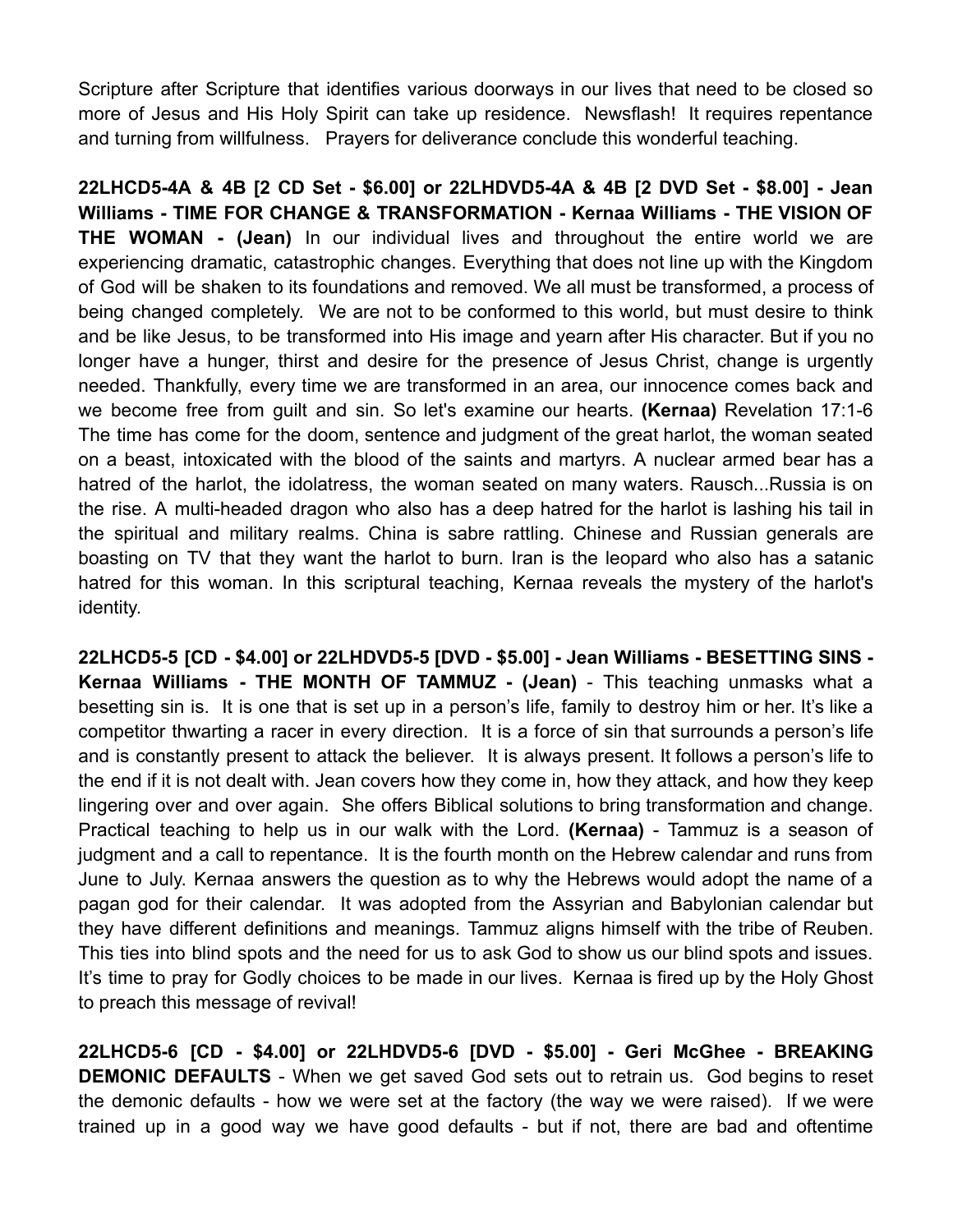Scripture after Scripture that identifies various doorways in our lives that need to be closed so more of Jesus and His Holy Spirit can take up residence. Newsflash! It requires repentance and turning from willfulness. Prayers for deliverance conclude this wonderful teaching.

**22LHCD5-4A & 4B [2 CD Set - $6.00] or 22LHDVD5-4A & 4B [2 DVD Set - $8.00] - Jean Williams - TIME FOR CHANGE & TRANSFORMATION - Kernaa Williams - THE VISION OF THE WOMAN - (Jean)** In our individual lives and throughout the entire world we are experiencing dramatic, catastrophic changes. Everything that does not line up with the Kingdom of God will be shaken to its foundations and removed. We all must be transformed, a process of being changed completely. We are not to be conformed to this world, but must desire to think and be like Jesus, to be transformed into His image and yearn after His character. But if you no longer have a hunger, thirst and desire for the presence of Jesus Christ, change is urgently needed. Thankfully, every time we are transformed in an area, our innocence comes back and we become free from guilt and sin. So let's examine our hearts. **(Kernaa)** Revelation 17:1-6 The time has come for the doom, sentence and judgment of the great harlot, the woman seated on a beast, intoxicated with the blood of the saints and martyrs. A nuclear armed bear has a hatred of the harlot, the idolatress, the woman seated on many waters. Rausch...Russia is on the rise. A multi-headed dragon who also has a deep hatred for the harlot is lashing his tail in the spiritual and military realms. China is sabre rattling. Chinese and Russian generals are boasting on TV that they want the harlot to burn. Iran is the leopard who also has a satanic hatred for this woman. In this scriptural teaching, Kernaa reveals the mystery of the harlot's identity.

**22LHCD5-5 [CD - $4.00] or 22LHDVD5-5 [DVD - $5.00] - Jean Williams - BESETTING SINS - Kernaa Williams - THE MONTH OF TAMMUZ - (Jean)** - This teaching unmasks what a besetting sin is. It is one that is set up in a person's life, family to destroy him or her. It's like a competitor thwarting a racer in every direction. It is a force of sin that surrounds a person's life and is constantly present to attack the believer. It is always present. It follows a person's life to the end if it is not dealt with. Jean covers how they come in, how they attack, and how they keep lingering over and over again. She offers Biblical solutions to bring transformation and change. Practical teaching to help us in our walk with the Lord. **(Kernaa)** - Tammuz is a season of judgment and a call to repentance. It is the fourth month on the Hebrew calendar and runs from June to July. Kernaa answers the question as to why the Hebrews would adopt the name of a pagan god for their calendar. It was adopted from the Assyrian and Babylonian calendar but they have different definitions and meanings. Tammuz aligns himself with the tribe of Reuben. This ties into blind spots and the need for us to ask God to show us our blind spots and issues. It's time to pray for Godly choices to be made in our lives. Kernaa is fired up by the Holy Ghost to preach this message of revival!

**22LHCD5-6 [CD - $4.00] or 22LHDVD5-6 [DVD - $5.00] - Geri McGhee - BREAKING DEMONIC DEFAULTS** - When we get saved God sets out to retrain us. God begins to reset the demonic defaults - how we were set at the factory (the way we were raised). If we were trained up in a good way we have good defaults - but if not, there are bad and oftentime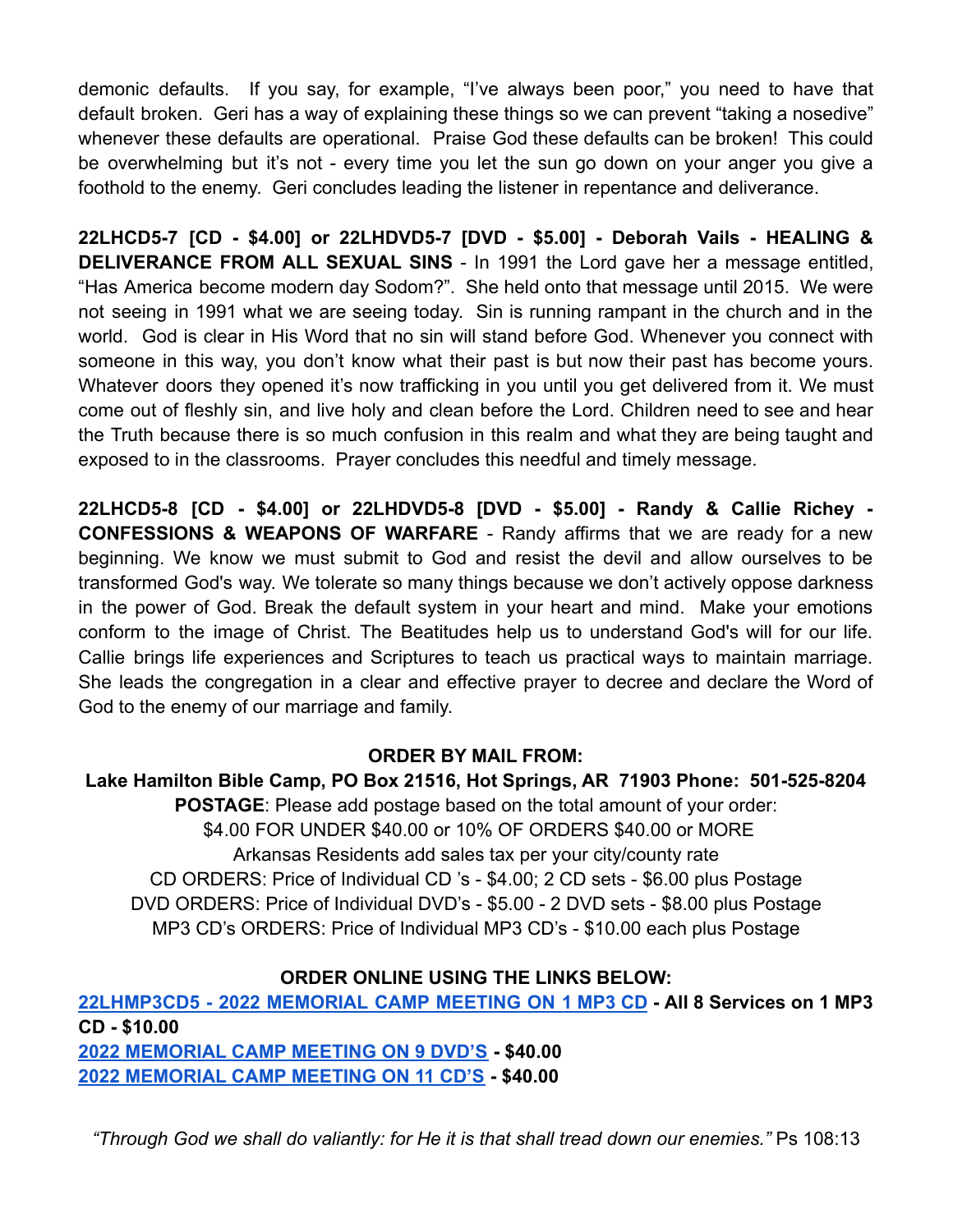demonic defaults. If you say, for example, "I've always been poor," you need to have that default broken. Geri has a way of explaining these things so we can prevent "taking a nosedive" whenever these defaults are operational. Praise God these defaults can be broken! This could be overwhelming but it's not - every time you let the sun go down on your anger you give a foothold to the enemy. Geri concludes leading the listener in repentance and deliverance.

**22LHCD5-7 [CD - $4.00] or 22LHDVD5-7 [DVD - $5.00] - Deborah Vails - HEALING & DELIVERANCE FROM ALL SEXUAL SINS** - In 1991 the Lord gave her a message entitled, "Has America become modern day Sodom?". She held onto that message until 2015. We were not seeing in 1991 what we are seeing today. Sin is running rampant in the church and in the world. God is clear in His Word that no sin will stand before God. Whenever you connect with someone in this way, you don't know what their past is but now their past has become yours. Whatever doors they opened it's now trafficking in you until you get delivered from it. We must come out of fleshly sin, and live holy and clean before the Lord. Children need to see and hear the Truth because there is so much confusion in this realm and what they are being taught and exposed to in the classrooms. Prayer concludes this needful and timely message.

**22LHCD5-8 [CD - $4.00] or 22LHDVD5-8 [DVD - $5.00] - Randy & Callie Richey - CONFESSIONS & WEAPONS OF WARFARE** - Randy affirms that we are ready for a new beginning. We know we must submit to God and resist the devil and allow ourselves to be transformed God's way. We tolerate so many things because we don't actively oppose darkness in the power of God. Break the default system in your heart and mind. Make your emotions conform to the image of Christ. The Beatitudes help us to understand God's will for our life. Callie brings life experiences and Scriptures to teach us practical ways to maintain marriage. She leads the congregation in a clear and effective prayer to decree and declare the Word of God to the enemy of our marriage and family.

**ORDER BY MAIL FROM:**

**Lake Hamilton Bible Camp, PO Box 21516, Hot Springs, AR 71903 Phone: 501-525-8204**

**POSTAGE**: Please add postage based on the total amount of your order:
$4.00 FOR UNDER $40.00 or 10% OF ORDERS $40.00 or MORE
Arkansas Residents add sales tax per your city/county rate
CD ORDERS: Price of Individual CD 's - $4.00; 2 CD sets - $6.00 plus Postage
DVD ORDERS: Price of Individual DVD's - $5.00 - 2 DVD sets - $8.00 plus Postage
MP3 CD's ORDERS: Price of Individual MP3 CD's - $10.00 each plus Postage

**ORDER ONLINE USING THE LINKS BELOW:**

**22LHMP3CD5 - 2022 MEMORIAL CAMP MEETING ON 1 MP3 CD - All 8 Services on 1 MP3 CD - $10.00**
**2022 MEMORIAL CAMP MEETING ON 9 DVD'S - $40.00**
**2022 MEMORIAL CAMP MEETING ON 11 CD'S - $40.00**

*"Through God we shall do valiantly: for He it is that shall tread down our enemies."* Ps 108:13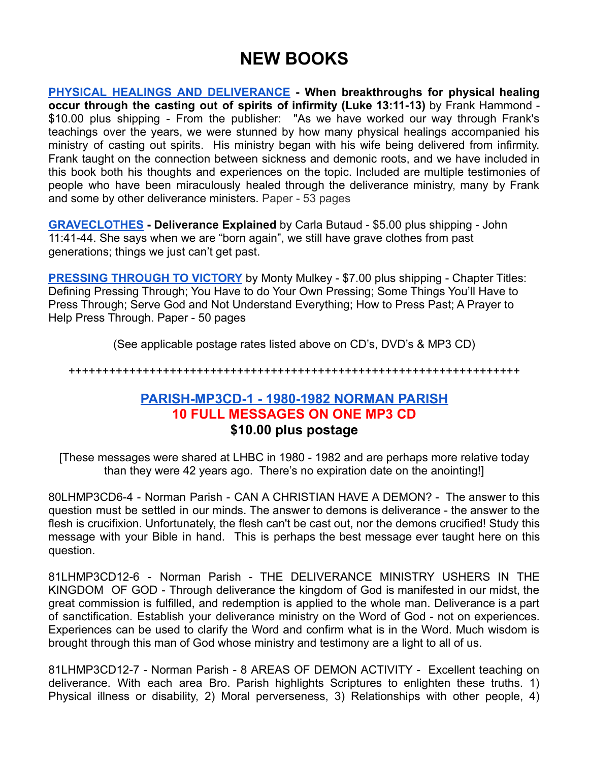# NEW BOOKS

**PHYSICAL HEALINGS AND DELIVERANCE - When breakthroughs for physical healing occur through the casting out of spirits of infirmity (Luke 13:11-13)** by Frank Hammond - $10.00 plus shipping - From the publisher: "As we have worked our way through Frank's teachings over the years, we were stunned by how many physical healings accompanied his ministry of casting out spirits. His ministry began with his wife being delivered from infirmity. Frank taught on the connection between sickness and demonic roots, and we have included in this book both his thoughts and experiences on the topic. Included are multiple testimonies of people who have been miraculously healed through the deliverance ministry, many by Frank and some by other deliverance ministers. Paper - 53 pages

**GRAVECLOTHES - Deliverance Explained** by Carla Butaud - $5.00 plus shipping - John 11:41-44. She says when we are "born again", we still have grave clothes from past generations; things we just can't get past.

**PRESSING THROUGH TO VICTORY** by Monty Mulkey - $7.00 plus shipping - Chapter Titles: Defining Pressing Through; You Have to do Your Own Pressing; Some Things You'll Have to Press Through; Serve God and Not Understand Everything; How to Press Past; A Prayer to Help Press Through. Paper - 50 pages

(See applicable postage rates listed above on CD's, DVD's & MP3 CD)

++++++++++++++++++++++++++++++++++++++++++++++++++++++++++++++++++++

## PARISH-MP3CD-1 - 1980-1982 NORMAN PARISH
## 10 FULL MESSAGES ON ONE MP3 CD
## $10.00 plus postage

[These messages were shared at LHBC in 1980 - 1982 and are perhaps more relative today than they were 42 years ago. There's no expiration date on the anointing!]

80LHMP3CD6-4 - Norman Parish - CAN A CHRISTIAN HAVE A DEMON? - The answer to this question must be settled in our minds. The answer to demons is deliverance - the answer to the flesh is crucifixion. Unfortunately, the flesh can't be cast out, nor the demons crucified! Study this message with your Bible in hand. This is perhaps the best message ever taught here on this question.

81LHMP3CD12-6 - Norman Parish - THE DELIVERANCE MINISTRY USHERS IN THE KINGDOM OF GOD - Through deliverance the kingdom of God is manifested in our midst, the great commission is fulfilled, and redemption is applied to the whole man. Deliverance is a part of sanctification. Establish your deliverance ministry on the Word of God - not on experiences. Experiences can be used to clarify the Word and confirm what is in the Word. Much wisdom is brought through this man of God whose ministry and testimony are a light to all of us.

81LHMP3CD12-7 - Norman Parish - 8 AREAS OF DEMON ACTIVITY - Excellent teaching on deliverance. With each area Bro. Parish highlights Scriptures to enlighten these truths. 1) Physical illness or disability, 2) Moral perverseness, 3) Relationships with other people, 4)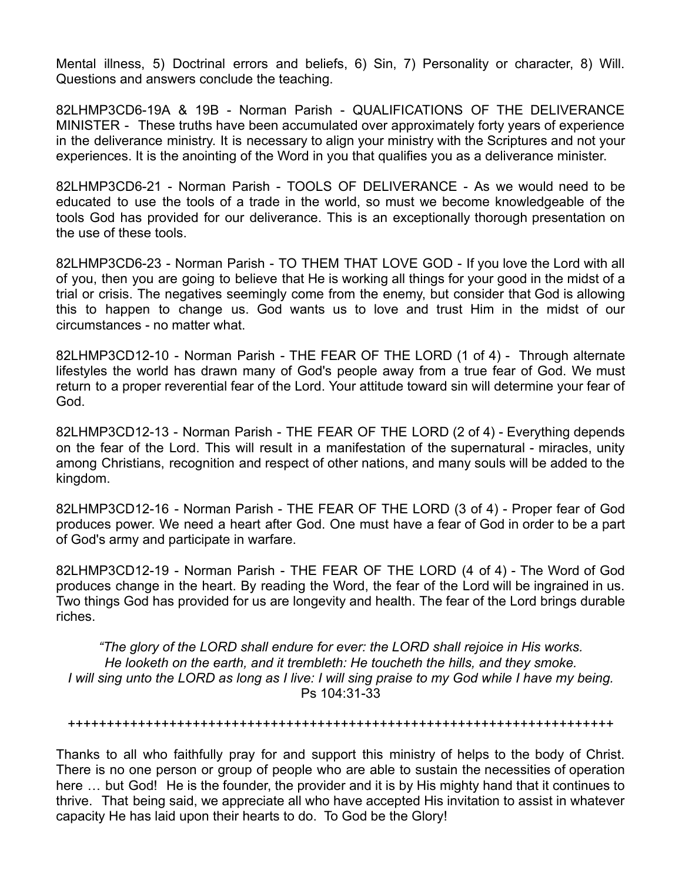Mental illness, 5) Doctrinal errors and beliefs, 6) Sin, 7) Personality or character, 8) Will. Questions and answers conclude the teaching.

82LHMP3CD6-19A & 19B - Norman Parish - QUALIFICATIONS OF THE DELIVERANCE MINISTER - These truths have been accumulated over approximately forty years of experience in the deliverance ministry. It is necessary to align your ministry with the Scriptures and not your experiences. It is the anointing of the Word in you that qualifies you as a deliverance minister.

82LHMP3CD6-21 - Norman Parish - TOOLS OF DELIVERANCE - As we would need to be educated to use the tools of a trade in the world, so must we become knowledgeable of the tools God has provided for our deliverance. This is an exceptionally thorough presentation on the use of these tools.

82LHMP3CD6-23 - Norman Parish - TO THEM THAT LOVE GOD - If you love the Lord with all of you, then you are going to believe that He is working all things for your good in the midst of a trial or crisis. The negatives seemingly come from the enemy, but consider that God is allowing this to happen to change us. God wants us to love and trust Him in the midst of our circumstances - no matter what.

82LHMP3CD12-10 - Norman Parish - THE FEAR OF THE LORD (1 of 4) - Through alternate lifestyles the world has drawn many of God's people away from a true fear of God. We must return to a proper reverential fear of the Lord. Your attitude toward sin will determine your fear of God.

82LHMP3CD12-13 - Norman Parish - THE FEAR OF THE LORD (2 of 4) - Everything depends on the fear of the Lord. This will result in a manifestation of the supernatural - miracles, unity among Christians, recognition and respect of other nations, and many souls will be added to the kingdom.

82LHMP3CD12-16 - Norman Parish - THE FEAR OF THE LORD (3 of 4) - Proper fear of God produces power. We need a heart after God. One must have a fear of God in order to be a part of God's army and participate in warfare.

82LHMP3CD12-19 - Norman Parish - THE FEAR OF THE LORD (4 of 4) - The Word of God produces change in the heart. By reading the Word, the fear of the Lord will be ingrained in us. Two things God has provided for us are longevity and health. The fear of the Lord brings durable riches.

*"The glory of the LORD shall endure for ever: the LORD shall rejoice in His works.*
*He looketh on the earth, and it trembleth: He toucheth the hills, and they smoke.*
*I will sing unto the LORD as long as I live: I will sing praise to my God while I have my being.*
Ps 104:31-33

++++++++++++++++++++++++++++++++++++++++++++++++++++++++++++++++++++++++

Thanks to all who faithfully pray for and support this ministry of helps to the body of Christ. There is no one person or group of people who are able to sustain the necessities of operation here … but God! He is the founder, the provider and it is by His mighty hand that it continues to thrive. That being said, we appreciate all who have accepted His invitation to assist in whatever capacity He has laid upon their hearts to do. To God be the Glory!